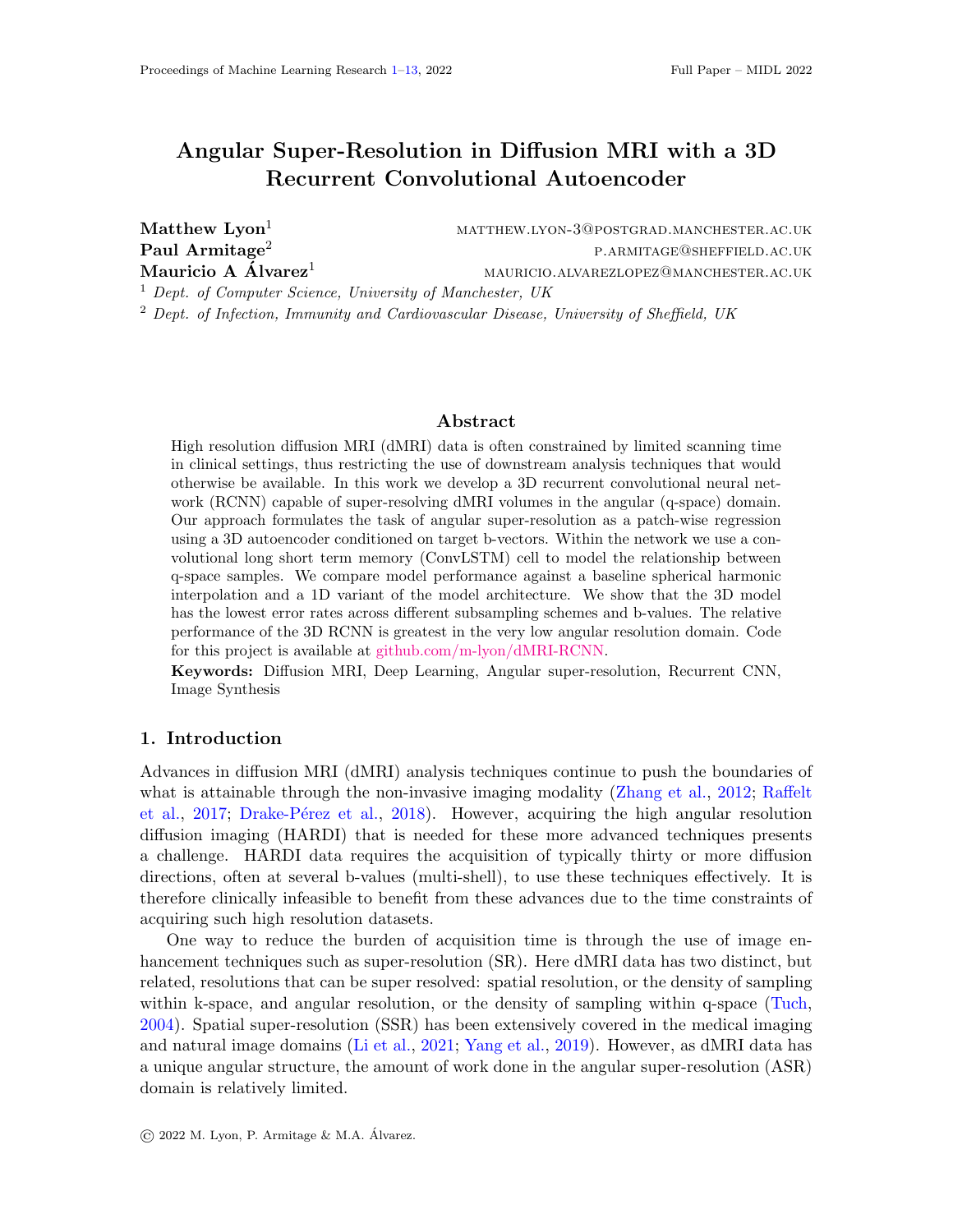# Angular Super-Resolution in Diffusion MRI with a 3D Recurrent Convolutional Autoencoder

**Matthew Lyon**[1] MATTHEW.LYON-3@POSTGRAD.MANCHESTER.AC.UK
**Paul Armitage**[2] P.ARMITAGE@SHEFFIELD.AC.UK
**Mauricio A Álvarez**[1] MAURICIO.ALVAREZLOPEZ@MANCHESTER.AC.UK

[1] *Dept. of Computer Science, University of Manchester, UK*
[2] *Dept. of Infection, Immunity and Cardiovascular Disease, University of Sheffield, UK*

## Abstract

High resolution diffusion MRI (dMRI) data is often constrained by limited scanning time in clinical settings, thus restricting the use of downstream analysis techniques that would otherwise be available. In this work we develop a 3D recurrent convolutional neural network (RCNN) capable of super-resolving dMRI volumes in the angular (q-space) domain. Our approach formulates the task of angular super-resolution as a patch-wise regression using a 3D autoencoder conditioned on target b-vectors. Within the network we use a convolutional long short term memory (ConvLSTM) cell to model the relationship between q-space samples. We compare model performance against a baseline spherical harmonic interpolation and a 1D variant of the model architecture. We show that the 3D model has the lowest error rates across different subsampling schemes and b-values. The relative performance of the 3D RCNN is greatest in the very low angular resolution domain. Code for this project is available at github.com/m-lyon/dMRI-RCNN.

**Keywords:** Diffusion MRI, Deep Learning, Angular super-resolution, Recurrent CNN, Image Synthesis

## 1. Introduction

Advances in diffusion MRI (dMRI) analysis techniques continue to push the boundaries of what is attainable through the non-invasive imaging modality (Zhang et al., 2012; Raffelt et al., 2017; Drake-Pérez et al., 2018). However, acquiring the high angular resolution diffusion imaging (HARDI) that is needed for these more advanced techniques presents a challenge. HARDI data requires the acquisition of typically thirty or more diffusion directions, often at several b-values (multi-shell), to use these techniques effectively. It is therefore clinically infeasible to benefit from these advances due to the time constraints of acquiring such high resolution datasets.

One way to reduce the burden of acquisition time is through the use of image enhancement techniques such as super-resolution (SR). Here dMRI data has two distinct, but related, resolutions that can be super resolved: spatial resolution, or the density of sampling within k-space, and angular resolution, or the density of sampling within q-space (Tuch, 2004). Spatial super-resolution (SSR) has been extensively covered in the medical imaging and natural image domains (Li et al., 2021; Yang et al., 2019). However, as dMRI data has a unique angular structure, the amount of work done in the angular super-resolution (ASR) domain is relatively limited.

© 2022 M. Lyon, P. Armitage & M.A. Álvarez.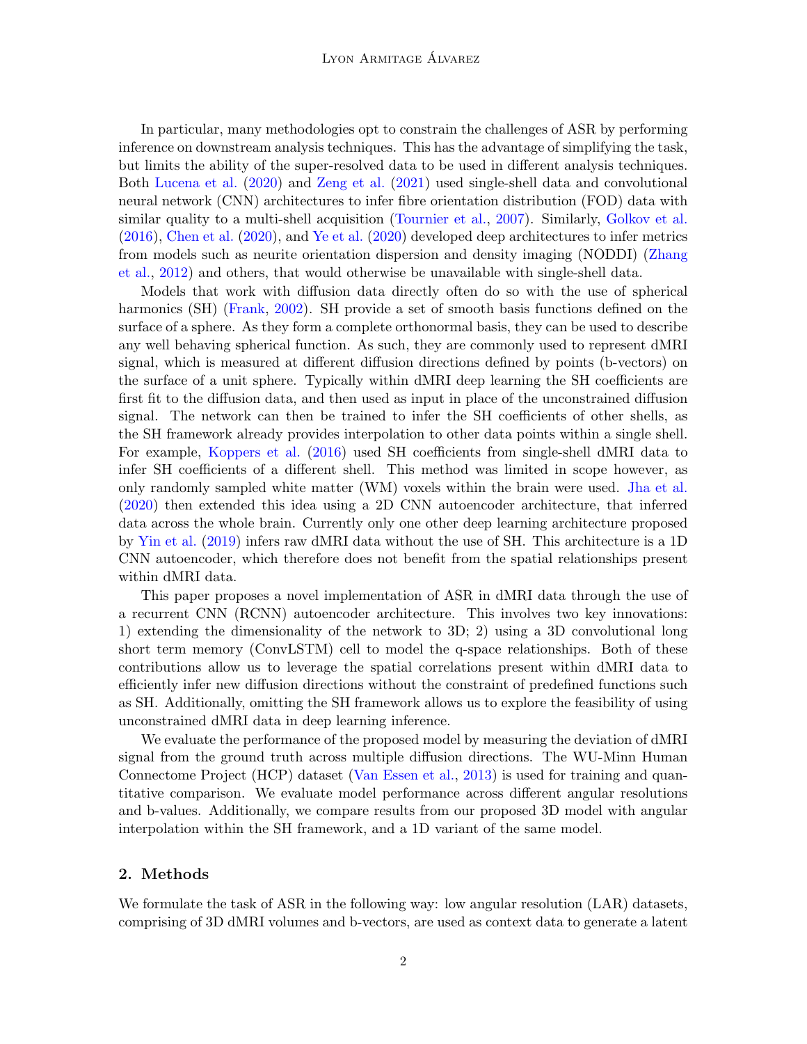In particular, many methodologies opt to constrain the challenges of ASR by performing inference on downstream analysis techniques. This has the advantage of simplifying the task, but limits the ability of the super-resolved data to be used in different analysis techniques. Both Lucena et al. (2020) and Zeng et al. (2021) used single-shell data and convolutional neural network (CNN) architectures to infer fibre orientation distribution (FOD) data with similar quality to a multi-shell acquisition (Tournier et al., 2007). Similarly, Golkov et al. (2016), Chen et al. (2020), and Ye et al. (2020) developed deep architectures to infer metrics from models such as neurite orientation dispersion and density imaging (NODDI) (Zhang et al., 2012) and others, that would otherwise be unavailable with single-shell data.

Models that work with diffusion data directly often do so with the use of spherical harmonics (SH) (Frank, 2002). SH provide a set of smooth basis functions defined on the surface of a sphere. As they form a complete orthonormal basis, they can be used to describe any well behaving spherical function. As such, they are commonly used to represent dMRI signal, which is measured at different diffusion directions defined by points (b-vectors) on the surface of a unit sphere. Typically within dMRI deep learning the SH coefficients are first fit to the diffusion data, and then used as input in place of the unconstrained diffusion signal. The network can then be trained to infer the SH coefficients of other shells, as the SH framework already provides interpolation to other data points within a single shell. For example, Koppers et al. (2016) used SH coefficients from single-shell dMRI data to infer SH coefficients of a different shell. This method was limited in scope however, as only randomly sampled white matter (WM) voxels within the brain were used. Jha et al. (2020) then extended this idea using a 2D CNN autoencoder architecture, that inferred data across the whole brain. Currently only one other deep learning architecture proposed by Yin et al. (2019) infers raw dMRI data without the use of SH. This architecture is a 1D CNN autoencoder, which therefore does not benefit from the spatial relationships present within dMRI data.

This paper proposes a novel implementation of ASR in dMRI data through the use of a recurrent CNN (RCNN) autoencoder architecture. This involves two key innovations: 1) extending the dimensionality of the network to 3D; 2) using a 3D convolutional long short term memory (ConvLSTM) cell to model the q-space relationships. Both of these contributions allow us to leverage the spatial correlations present within dMRI data to efficiently infer new diffusion directions without the constraint of predefined functions such as SH. Additionally, omitting the SH framework allows us to explore the feasibility of using unconstrained dMRI data in deep learning inference.

We evaluate the performance of the proposed model by measuring the deviation of dMRI signal from the ground truth across multiple diffusion directions. The WU-Minn Human Connectome Project (HCP) dataset (Van Essen et al., 2013) is used for training and quantitative comparison. We evaluate model performance across different angular resolutions and b-values. Additionally, we compare results from our proposed 3D model with angular interpolation within the SH framework, and a 1D variant of the same model.

## 2. Methods

We formulate the task of ASR in the following way: low angular resolution (LAR) datasets, comprising of 3D dMRI volumes and b-vectors, are used as context data to generate a latent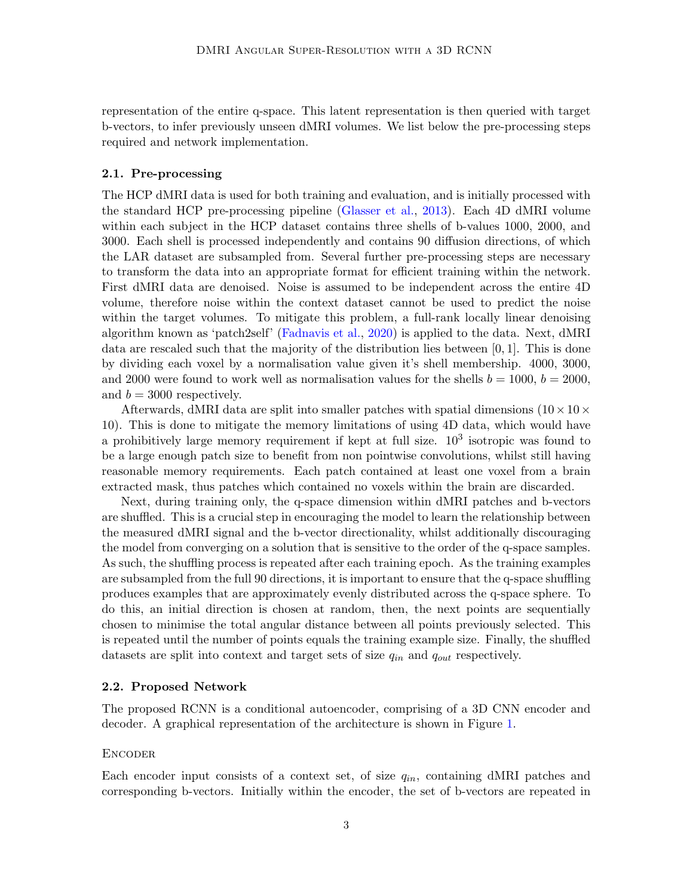representation of the entire q-space. This latent representation is then queried with target b-vectors, to infer previously unseen dMRI volumes. We list below the pre-processing steps required and network implementation.

### 2.1. Pre-processing

The HCP dMRI data is used for both training and evaluation, and is initially processed with the standard HCP pre-processing pipeline (Glasser et al., 2013). Each 4D dMRI volume within each subject in the HCP dataset contains three shells of b-values 1000, 2000, and 3000. Each shell is processed independently and contains 90 diffusion directions, of which the LAR dataset are subsampled from. Several further pre-processing steps are necessary to transform the data into an appropriate format for efficient training within the network. First dMRI data are denoised. Noise is assumed to be independent across the entire 4D volume, therefore noise within the context dataset cannot be used to predict the noise within the target volumes. To mitigate this problem, a full-rank locally linear denoising algorithm known as 'patch2self' (Fadnavis et al., 2020) is applied to the data. Next, dMRI data are rescaled such that the majority of the distribution lies between $[0, 1]$. This is done by dividing each voxel by a normalisation value given it's shell membership. 4000, 3000, and 2000 were found to work well as normalisation values for the shells $b = 1000$, $b = 2000$, and $b = 3000$ respectively.

Afterwards, dMRI data are split into smaller patches with spatial dimensions $(10 \times 10 \times 10)$. This is done to mitigate the memory limitations of using 4D data, which would have a prohibitively large memory requirement if kept at full size. $10^3$ isotropic was found to be a large enough patch size to benefit from non pointwise convolutions, whilst still having reasonable memory requirements. Each patch contained at least one voxel from a brain extracted mask, thus patches which contained no voxels within the brain are discarded.

Next, during training only, the q-space dimension within dMRI patches and b-vectors are shuffled. This is a crucial step in encouraging the model to learn the relationship between the measured dMRI signal and the b-vector directionality, whilst additionally discouraging the model from converging on a solution that is sensitive to the order of the q-space samples. As such, the shuffling process is repeated after each training epoch. As the training examples are subsampled from the full 90 directions, it is important to ensure that the q-space shuffling produces examples that are approximately evenly distributed across the q-space sphere. To do this, an initial direction is chosen at random, then, the next points are sequentially chosen to minimise the total angular distance between all points previously selected. This is repeated until the number of points equals the training example size. Finally, the shuffled datasets are split into context and target sets of size $q_{in}$ and $q_{out}$ respectively.

### 2.2. Proposed Network

The proposed RCNN is a conditional autoencoder, comprising of a 3D CNN encoder and decoder. A graphical representation of the architecture is shown in Figure 1.

#### Encoder

Each encoder input consists of a context set, of size $q_{in}$, containing dMRI patches and corresponding b-vectors. Initially within the encoder, the set of b-vectors are repeated in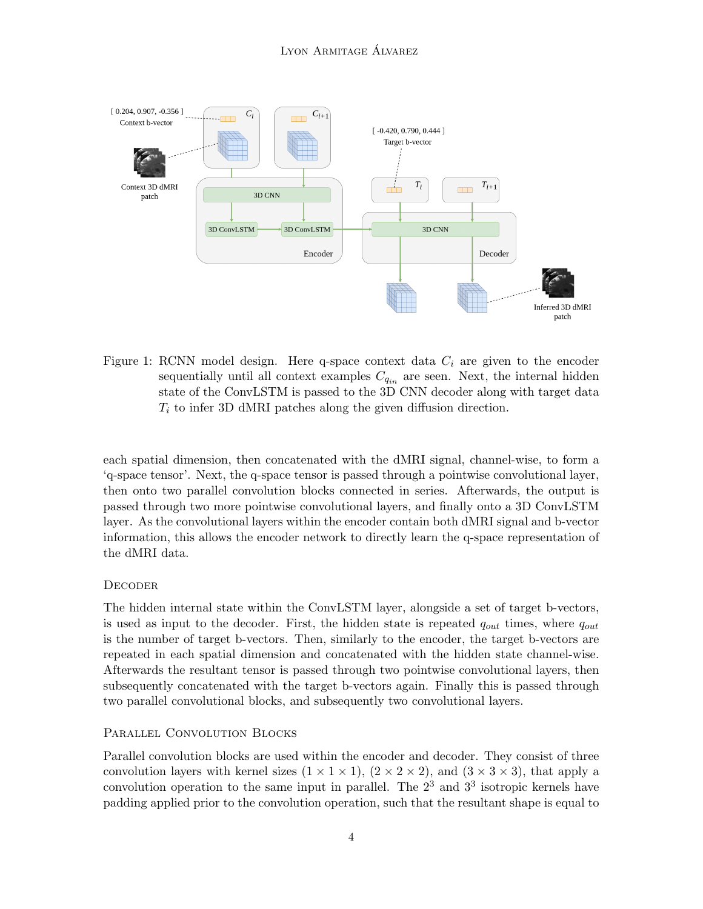Figure 1: RCNN model design. Here q-space context data $C_i$ are given to the encoder sequentially until all context examples $C_{q_{in}}$ are seen. Next, the internal hidden state of the ConvLSTM is passed to the 3D CNN decoder along with target data $T_i$ to infer 3D dMRI patches along the given diffusion direction.

each spatial dimension, then concatenated with the dMRI signal, channel-wise, to form a 'q-space tensor'. Next, the q-space tensor is passed through a pointwise convolutional layer, then onto two parallel convolution blocks connected in series. Afterwards, the output is passed through two more pointwise convolutional layers, and finally onto a 3D ConvLSTM layer. As the convolutional layers within the encoder contain both dMRI signal and b-vector information, this allows the encoder network to directly learn the q-space representation of the dMRI data.

### Decoder

The hidden internal state within the ConvLSTM layer, alongside a set of target b-vectors, is used as input to the decoder. First, the hidden state is repeated $q_{out}$ times, where $q_{out}$ is the number of target b-vectors. Then, similarly to the encoder, the target b-vectors are repeated in each spatial dimension and concatenated with the hidden state channel-wise. Afterwards the resultant tensor is passed through two pointwise convolutional layers, then subsequently concatenated with the target b-vectors again. Finally this is passed through two parallel convolutional blocks, and subsequently two convolutional layers.

### Parallel Convolution Blocks

Parallel convolution blocks are used within the encoder and decoder. They consist of three convolution layers with kernel sizes $(1 \times 1 \times 1)$, $(2 \times 2 \times 2)$, and $(3 \times 3 \times 3)$, that apply a convolution operation to the same input in parallel. The $2^3$ and $3^3$ isotropic kernels have padding applied prior to the convolution operation, such that the resultant shape is equal to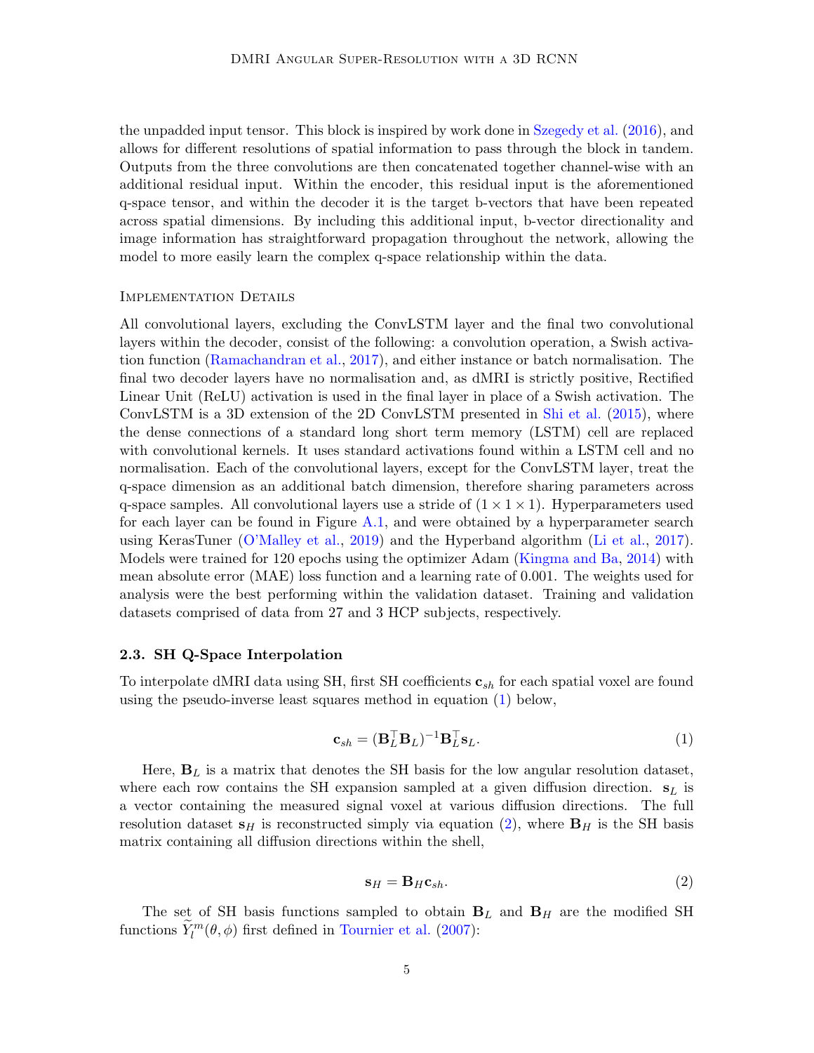the unpadded input tensor. This block is inspired by work done in Szegedy et al. (2016), and allows for different resolutions of spatial information to pass through the block in tandem. Outputs from the three convolutions are then concatenated together channel-wise with an additional residual input. Within the encoder, this residual input is the aforementioned q-space tensor, and within the decoder it is the target b-vectors that have been repeated across spatial dimensions. By including this additional input, b-vector directionality and image information has straightforward propagation throughout the network, allowing the model to more easily learn the complex q-space relationship within the data.

#### Implementation Details

All convolutional layers, excluding the ConvLSTM layer and the final two convolutional layers within the decoder, consist of the following: a convolution operation, a Swish activation function (Ramachandran et al., 2017), and either instance or batch normalisation. The final two decoder layers have no normalisation and, as dMRI is strictly positive, Rectified Linear Unit (ReLU) activation is used in the final layer in place of a Swish activation. The ConvLSTM is a 3D extension of the 2D ConvLSTM presented in Shi et al. (2015), where the dense connections of a standard long short term memory (LSTM) cell are replaced with convolutional kernels. It uses standard activations found within a LSTM cell and no normalisation. Each of the convolutional layers, except for the ConvLSTM layer, treat the q-space dimension as an additional batch dimension, therefore sharing parameters across q-space samples. All convolutional layers use a stride of $(1 \times 1 \times 1)$. Hyperparameters used for each layer can be found in Figure A.1, and were obtained by a hyperparameter search using KerasTuner (O'Malley et al., 2019) and the Hyperband algorithm (Li et al., 2017). Models were trained for 120 epochs using the optimizer Adam (Kingma and Ba, 2014) with mean absolute error (MAE) loss function and a learning rate of 0.001. The weights used for analysis were the best performing within the validation dataset. Training and validation datasets comprised of data from 27 and 3 HCP subjects, respectively.

### 2.3. SH Q-Space Interpolation

To interpolate dMRI data using SH, first SH coefficients $\mathbf{c}_{sh}$ for each spatial voxel are found using the pseudo-inverse least squares method in equation (1) below,

$$\mathbf{c}_{sh} = (\mathbf{B}_L^\top \mathbf{B}_L)^{-1} \mathbf{B}_L^\top \mathbf{s}_L. \tag{1}$$

Here, $\mathbf{B}_L$ is a matrix that denotes the SH basis for the low angular resolution dataset, where each row contains the SH expansion sampled at a given diffusion direction. $\mathbf{s}_L$ is a vector containing the measured signal voxel at various diffusion directions. The full resolution dataset $\mathbf{s}_H$ is reconstructed simply via equation (2), where $\mathbf{B}_H$ is the SH basis matrix containing all diffusion directions within the shell,

$$\mathbf{s}_H = \mathbf{B}_H \mathbf{c}_{sh}. \tag{2}$$

The set of SH basis functions sampled to obtain $\mathbf{B}_L$ and $\mathbf{B}_H$ are the modified SH functions $\widetilde{Y}_l^m(\theta, \phi)$ first defined in Tournier et al. (2007):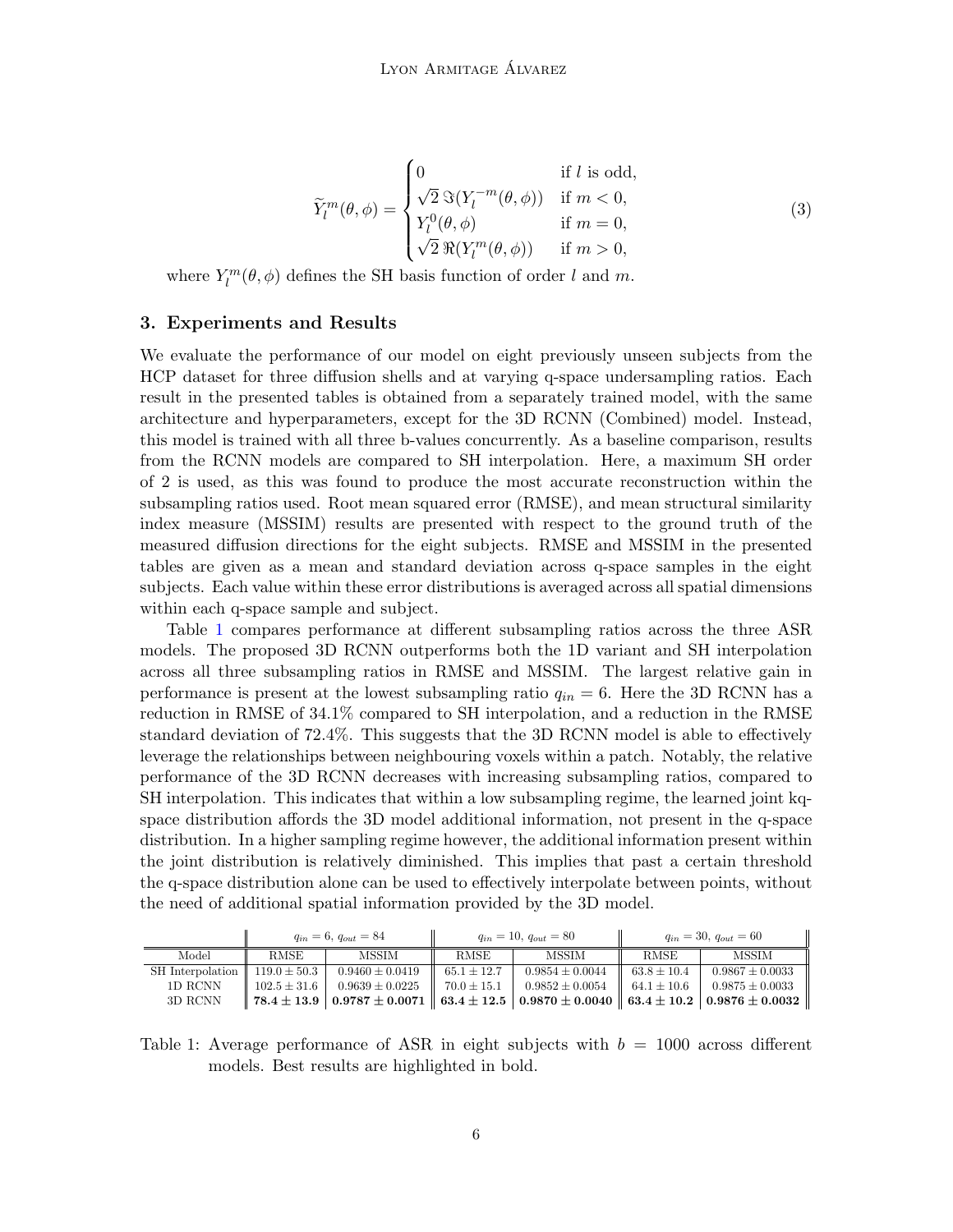$$
\widetilde{Y}_l^m(\theta, \phi) = \begin{cases} 0 & \text{if } l \text{ is odd,} \\ \sqrt{2}\, \Im(Y_l^{-m}(\theta, \phi)) & \text{if } m < 0, \\ Y_l^0(\theta, \phi) & \text{if } m = 0, \\ \sqrt{2}\, \Re(Y_l^m(\theta, \phi)) & \text{if } m > 0, \end{cases} \tag{3}
$$

where $Y_l^m(\theta, \phi)$ defines the SH basis function of order $l$ and $m$.

## 3. Experiments and Results

We evaluate the performance of our model on eight previously unseen subjects from the HCP dataset for three diffusion shells and at varying q-space undersampling ratios. Each result in the presented tables is obtained from a separately trained model, with the same architecture and hyperparameters, except for the 3D RCNN (Combined) model. Instead, this model is trained with all three b-values concurrently. As a baseline comparison, results from the RCNN models are compared to SH interpolation. Here, a maximum SH order of 2 is used, as this was found to produce the most accurate reconstruction within the subsampling ratios used. Root mean squared error (RMSE), and mean structural similarity index measure (MSSIM) results are presented with respect to the ground truth of the measured diffusion directions for the eight subjects. RMSE and MSSIM in the presented tables are given as a mean and standard deviation across q-space samples in the eight subjects. Each value within these error distributions is averaged across all spatial dimensions within each q-space sample and subject.

Table 1 compares performance at different subsampling ratios across the three ASR models. The proposed 3D RCNN outperforms both the 1D variant and SH interpolation across all three subsampling ratios in RMSE and MSSIM. The largest relative gain in performance is present at the lowest subsampling ratio $q_{in} = 6$. Here the 3D RCNN has a reduction in RMSE of 34.1% compared to SH interpolation, and a reduction in the RMSE standard deviation of 72.4%. This suggests that the 3D RCNN model is able to effectively leverage the relationships between neighbouring voxels within a patch. Notably, the relative performance of the 3D RCNN decreases with increasing subsampling ratios, compared to SH interpolation. This indicates that within a low subsampling regime, the learned joint kq-space distribution affords the 3D model additional information, not present in the q-space distribution. In a higher sampling regime however, the additional information present within the joint distribution is relatively diminished. This implies that past a certain threshold the q-space distribution alone can be used to effectively interpolate between points, without the need of additional spatial information provided by the 3D model.

| | $q_{in} = 6$, $q_{out} = 84$ | | $q_{in} = 10$, $q_{out} = 80$ | | $q_{in} = 30$, $q_{out} = 60$ | |
|---|---|---|---|---|---|---|
| Model | RMSE | MSSIM | RMSE | MSSIM | RMSE | MSSIM |
| SH Interpolation | $119.0 \pm 50.3$ | $0.9460 \pm 0.0419$ | $65.1 \pm 12.7$ | $0.9854 \pm 0.0044$ | $63.8 \pm 10.4$ | $0.9867 \pm 0.0033$ |
| 1D RCNN | $102.5 \pm 31.6$ | $0.9639 \pm 0.0225$ | $70.0 \pm 15.1$ | $0.9852 \pm 0.0054$ | $64.1 \pm 10.6$ | $0.9875 \pm 0.0033$ |
| 3D RCNN | $\mathbf{78.4 \pm 13.9}$ | $\mathbf{0.9787 \pm 0.0071}$ | $\mathbf{63.4 \pm 12.5}$ | $\mathbf{0.9870 \pm 0.0040}$ | $\mathbf{63.4 \pm 10.2}$ | $\mathbf{0.9876 \pm 0.0032}$ |

Table 1: Average performance of ASR in eight subjects with $b = 1000$ across different models. Best results are highlighted in bold.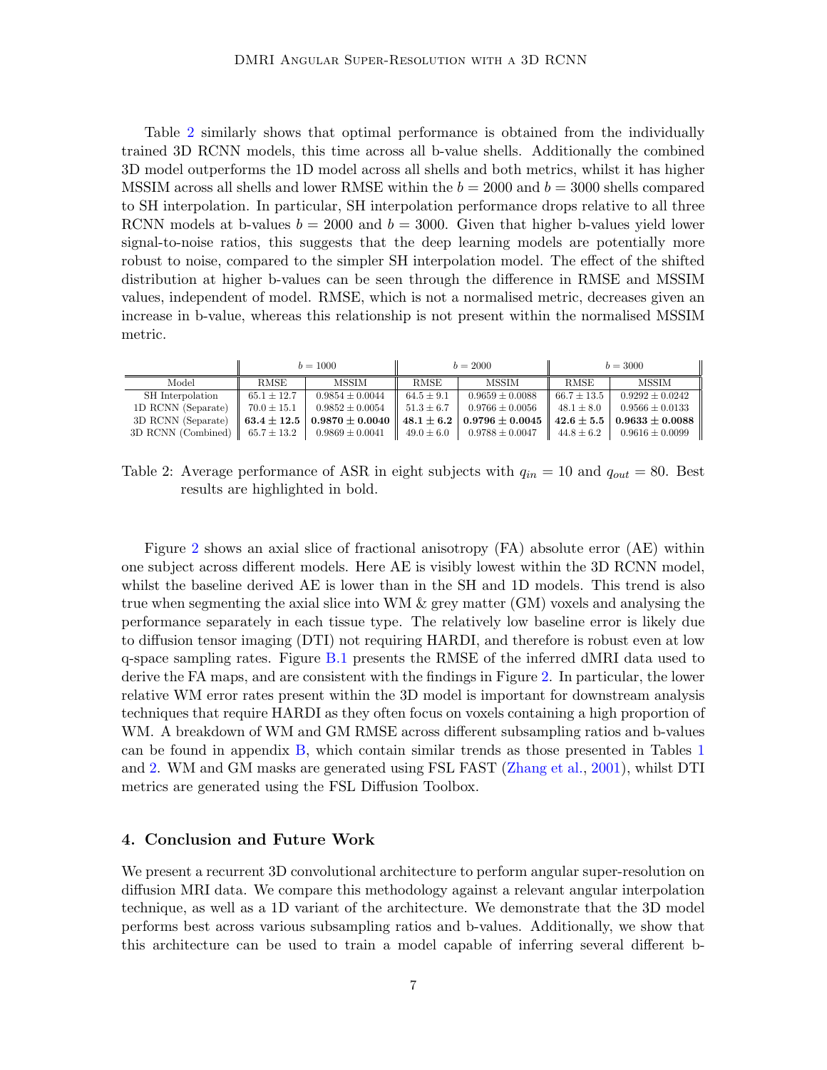Table 2 similarly shows that optimal performance is obtained from the individually trained 3D RCNN models, this time across all b-value shells. Additionally the combined 3D model outperforms the 1D model across all shells and both metrics, whilst it has higher MSSIM across all shells and lower RMSE within the $b = 2000$ and $b = 3000$ shells compared to SH interpolation. In particular, SH interpolation performance drops relative to all three RCNN models at b-values $b = 2000$ and $b = 3000$. Given that higher b-values yield lower signal-to-noise ratios, this suggests that the deep learning models are potentially more robust to noise, compared to the simpler SH interpolation model. The effect of the shifted distribution at higher b-values can be seen through the difference in RMSE and MSSIM values, independent of model. RMSE, which is not a normalised metric, decreases given an increase in b-value, whereas this relationship is not present within the normalised MSSIM metric.

| | $b = 1000$ | | $b = 2000$ | | $b = 3000$ | |
|---|---|---|---|---|---|---|
| Model | RMSE | MSSIM | RMSE | MSSIM | RMSE | MSSIM |
| SH Interpolation | $65.1 \pm 12.7$ | $0.9854 \pm 0.0044$ | $64.5 \pm 9.1$ | $0.9659 \pm 0.0088$ | $66.7 \pm 13.5$ | $0.9292 \pm 0.0242$ |
| 1D RCNN (Separate) | $70.0 \pm 15.1$ | $0.9852 \pm 0.0054$ | $51.3 \pm 6.7$ | $0.9766 \pm 0.0056$ | $48.1 \pm 8.0$ | $0.9566 \pm 0.0133$ |
| 3D RCNN (Separate) | $\mathbf{63.4 \pm 12.5}$ | $\mathbf{0.9870 \pm 0.0040}$ | $\mathbf{48.1 \pm 6.2}$ | $\mathbf{0.9796 \pm 0.0045}$ | $\mathbf{42.6 \pm 5.5}$ | $\mathbf{0.9633 \pm 0.0088}$ |
| 3D RCNN (Combined) | $65.7 \pm 13.2$ | $0.9869 \pm 0.0041$ | $49.0 \pm 6.0$ | $0.9788 \pm 0.0047$ | $44.8 \pm 6.2$ | $0.9616 \pm 0.0099$ |

Table 2: Average performance of ASR in eight subjects with $q_{in} = 10$ and $q_{out} = 80$. Best results are highlighted in bold.

Figure 2 shows an axial slice of fractional anisotropy (FA) absolute error (AE) within one subject across different models. Here AE is visibly lowest within the 3D RCNN model, whilst the baseline derived AE is lower than in the SH and 1D models. This trend is also true when segmenting the axial slice into WM & grey matter (GM) voxels and analysing the performance separately in each tissue type. The relatively low baseline error is likely due to diffusion tensor imaging (DTI) not requiring HARDI, and therefore is robust even at low q-space sampling rates. Figure B.1 presents the RMSE of the inferred dMRI data used to derive the FA maps, and are consistent with the findings in Figure 2. In particular, the lower relative WM error rates present within the 3D model is important for downstream analysis techniques that require HARDI as they often focus on voxels containing a high proportion of WM. A breakdown of WM and GM RMSE across different subsampling ratios and b-values can be found in appendix B, which contain similar trends as those presented in Tables 1 and 2. WM and GM masks are generated using FSL FAST (Zhang et al., 2001), whilst DTI metrics are generated using the FSL Diffusion Toolbox.

## 4. Conclusion and Future Work

We present a recurrent 3D convolutional architecture to perform angular super-resolution on diffusion MRI data. We compare this methodology against a relevant angular interpolation technique, as well as a 1D variant of the architecture. We demonstrate that the 3D model performs best across various subsampling ratios and b-values. Additionally, we show that this architecture can be used to train a model capable of inferring several different b-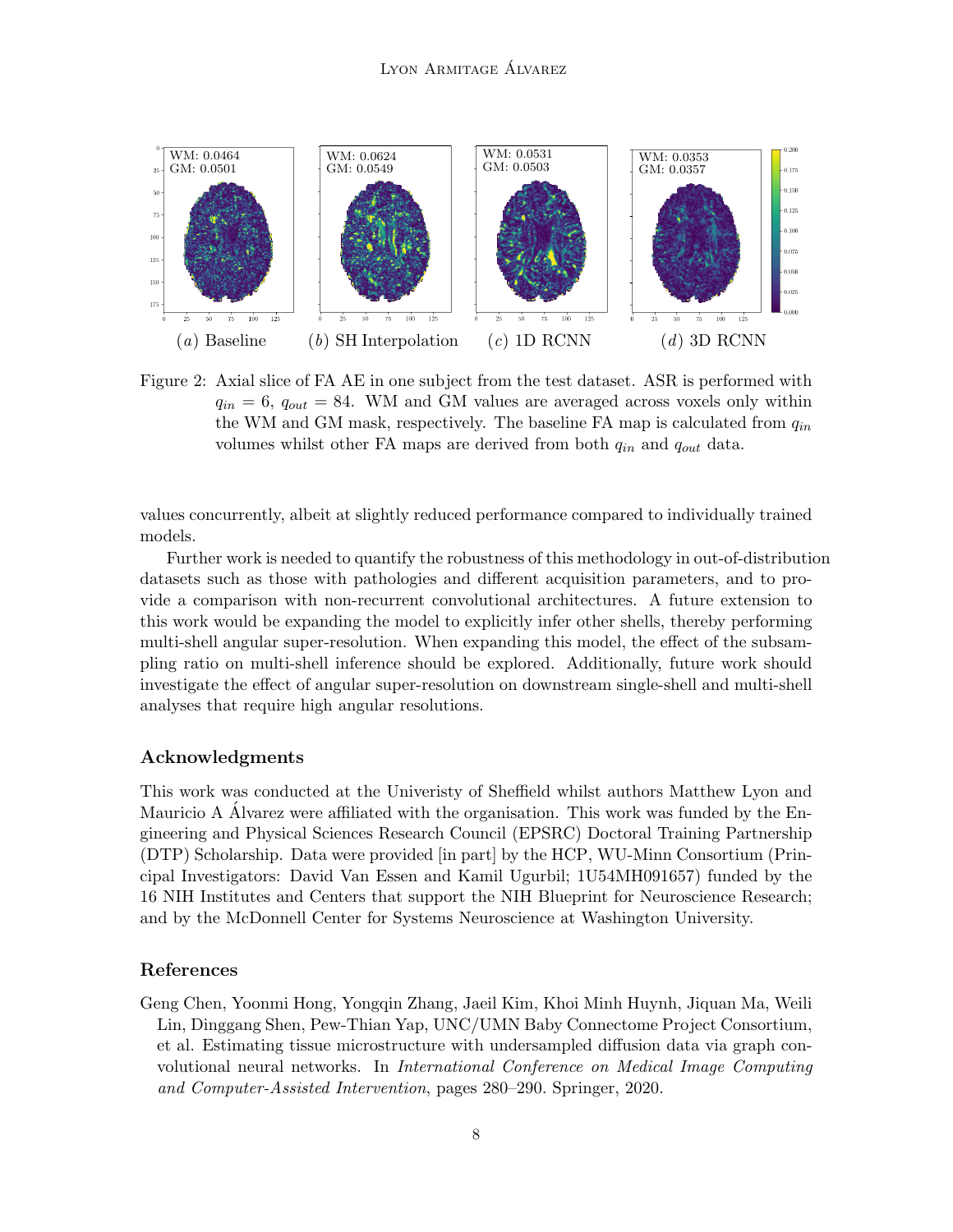Figure 2: Axial slice of FA AE in one subject from the test dataset. ASR is performed with $q_{in} = 6$, $q_{out} = 84$. WM and GM values are averaged across voxels only within the WM and GM mask, respectively. The baseline FA map is calculated from $q_{in}$ volumes whilst other FA maps are derived from both $q_{in}$ and $q_{out}$ data.

values concurrently, albeit at slightly reduced performance compared to individually trained models.

Further work is needed to quantify the robustness of this methodology in out-of-distribution datasets such as those with pathologies and different acquisition parameters, and to provide a comparison with non-recurrent convolutional architectures. A future extension to this work would be expanding the model to explicitly infer other shells, thereby performing multi-shell angular super-resolution. When expanding this model, the effect of the subsampling ratio on multi-shell inference should be explored. Additionally, future work should investigate the effect of angular super-resolution on downstream single-shell and multi-shell analyses that require high angular resolutions.

## Acknowledgments

This work was conducted at the Univeristy of Sheffield whilst authors Matthew Lyon and Mauricio A Álvarez were affiliated with the organisation. This work was funded by the Engineering and Physical Sciences Research Council (EPSRC) Doctoral Training Partnership (DTP) Scholarship. Data were provided [in part] by the HCP, WU-Minn Consortium (Principal Investigators: David Van Essen and Kamil Ugurbil; 1U54MH091657) funded by the 16 NIH Institutes and Centers that support the NIH Blueprint for Neuroscience Research; and by the McDonnell Center for Systems Neuroscience at Washington University.

## References

Geng Chen, Yoonmi Hong, Yongqin Zhang, Jaeil Kim, Khoi Minh Huynh, Jiquan Ma, Weili Lin, Dinggang Shen, Pew-Thian Yap, UNC/UMN Baby Connectome Project Consortium, et al. Estimating tissue microstructure with undersampled diffusion data via graph convolutional neural networks. In *International Conference on Medical Image Computing and Computer-Assisted Intervention*, pages 280–290. Springer, 2020.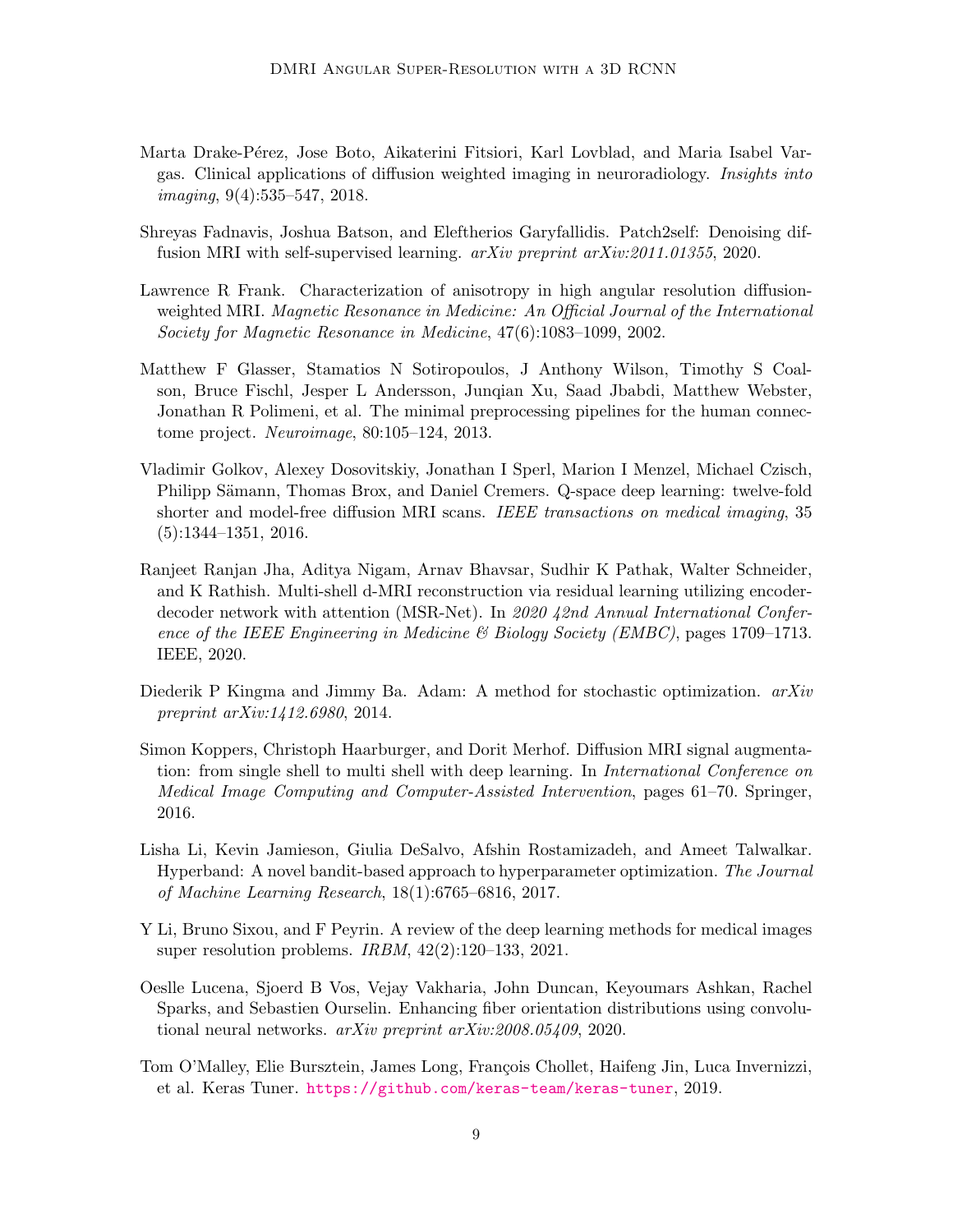Marta Drake-Pérez, Jose Boto, Aikaterini Fitsiori, Karl Lovblad, and Maria Isabel Vargas. Clinical applications of diffusion weighted imaging in neuroradiology. *Insights into imaging*, 9(4):535–547, 2018.

Shreyas Fadnavis, Joshua Batson, and Eleftherios Garyfallidis. Patch2self: Denoising diffusion MRI with self-supervised learning. *arXiv preprint arXiv:2011.01355*, 2020.

Lawrence R Frank. Characterization of anisotropy in high angular resolution diffusion-weighted MRI. *Magnetic Resonance in Medicine: An Official Journal of the International Society for Magnetic Resonance in Medicine*, 47(6):1083–1099, 2002.

Matthew F Glasser, Stamatios N Sotiropoulos, J Anthony Wilson, Timothy S Coalson, Bruce Fischl, Jesper L Andersson, Junqian Xu, Saad Jbabdi, Matthew Webster, Jonathan R Polimeni, et al. The minimal preprocessing pipelines for the human connectome project. *Neuroimage*, 80:105–124, 2013.

Vladimir Golkov, Alexey Dosovitskiy, Jonathan I Sperl, Marion I Menzel, Michael Czisch, Philipp Sämann, Thomas Brox, and Daniel Cremers. Q-space deep learning: twelve-fold shorter and model-free diffusion MRI scans. *IEEE transactions on medical imaging*, 35 (5):1344–1351, 2016.

Ranjeet Ranjan Jha, Aditya Nigam, Arnav Bhavsar, Sudhir K Pathak, Walter Schneider, and K Rathish. Multi-shell d-MRI reconstruction via residual learning utilizing encoder-decoder network with attention (MSR-Net). In *2020 42nd Annual International Conference of the IEEE Engineering in Medicine & Biology Society (EMBC)*, pages 1709–1713. IEEE, 2020.

Diederik P Kingma and Jimmy Ba. Adam: A method for stochastic optimization. *arXiv preprint arXiv:1412.6980*, 2014.

Simon Koppers, Christoph Haarburger, and Dorit Merhof. Diffusion MRI signal augmentation: from single shell to multi shell with deep learning. In *International Conference on Medical Image Computing and Computer-Assisted Intervention*, pages 61–70. Springer, 2016.

Lisha Li, Kevin Jamieson, Giulia DeSalvo, Afshin Rostamizadeh, and Ameet Talwalkar. Hyperband: A novel bandit-based approach to hyperparameter optimization. *The Journal of Machine Learning Research*, 18(1):6765–6816, 2017.

Y Li, Bruno Sixou, and F Peyrin. A review of the deep learning methods for medical images super resolution problems. *IRBM*, 42(2):120–133, 2021.

Oeslle Lucena, Sjoerd B Vos, Vejay Vakharia, John Duncan, Keyoumars Ashkan, Rachel Sparks, and Sebastien Ourselin. Enhancing fiber orientation distributions using convolutional neural networks. *arXiv preprint arXiv:2008.05409*, 2020.

Tom O'Malley, Elie Bursztein, James Long, François Chollet, Haifeng Jin, Luca Invernizzi, et al. Keras Tuner. https://github.com/keras-team/keras-tuner, 2019.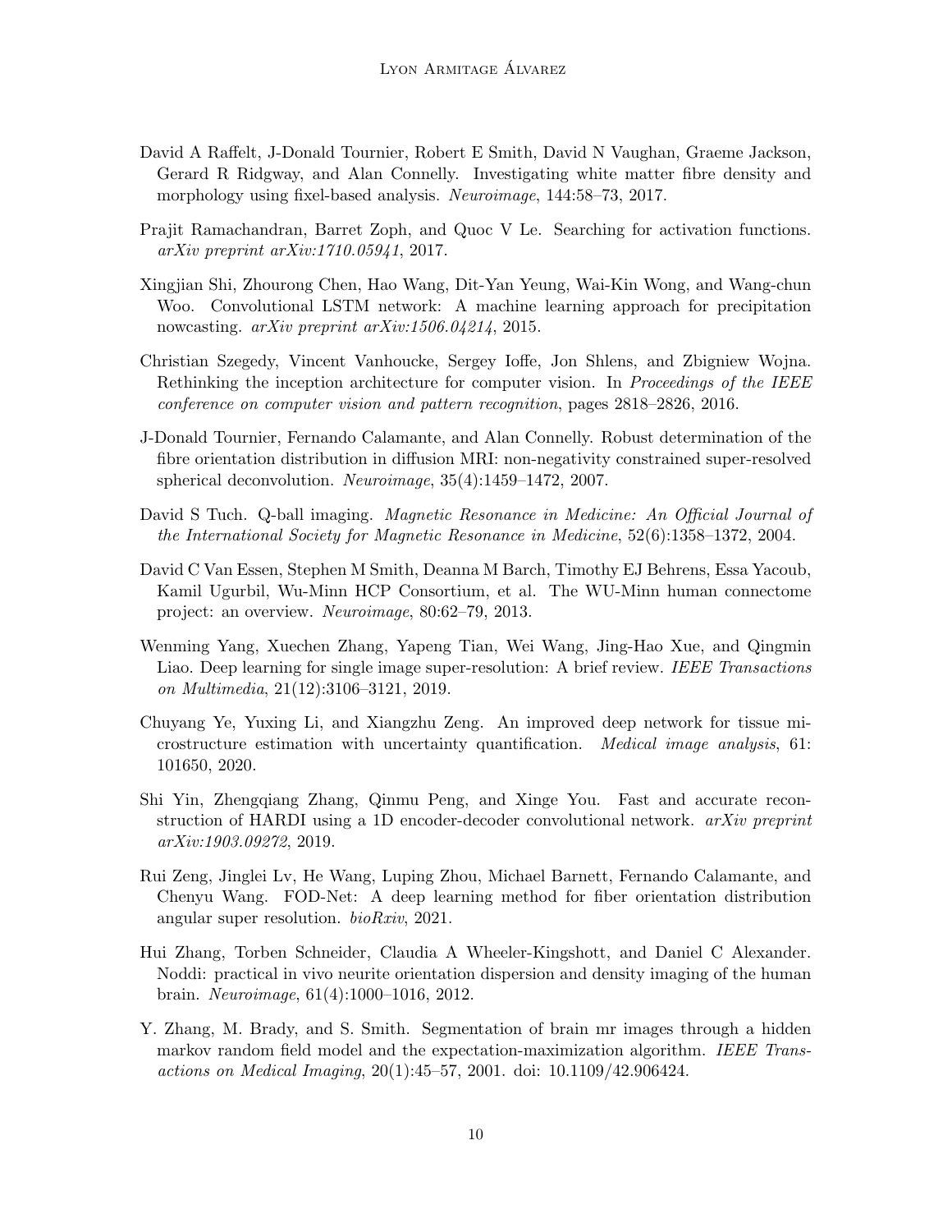David A Raffelt, J-Donald Tournier, Robert E Smith, David N Vaughan, Graeme Jackson, Gerard R Ridgway, and Alan Connelly. Investigating white matter fibre density and morphology using fixel-based analysis. *Neuroimage*, 144:58–73, 2017.

Prajit Ramachandran, Barret Zoph, and Quoc V Le. Searching for activation functions. *arXiv preprint arXiv:1710.05941*, 2017.

Xingjian Shi, Zhourong Chen, Hao Wang, Dit-Yan Yeung, Wai-Kin Wong, and Wang-chun Woo. Convolutional LSTM network: A machine learning approach for precipitation nowcasting. *arXiv preprint arXiv:1506.04214*, 2015.

Christian Szegedy, Vincent Vanhoucke, Sergey Ioffe, Jon Shlens, and Zbigniew Wojna. Rethinking the inception architecture for computer vision. In *Proceedings of the IEEE conference on computer vision and pattern recognition*, pages 2818–2826, 2016.

J-Donald Tournier, Fernando Calamante, and Alan Connelly. Robust determination of the fibre orientation distribution in diffusion MRI: non-negativity constrained super-resolved spherical deconvolution. *Neuroimage*, 35(4):1459–1472, 2007.

David S Tuch. Q-ball imaging. *Magnetic Resonance in Medicine: An Official Journal of the International Society for Magnetic Resonance in Medicine*, 52(6):1358–1372, 2004.

David C Van Essen, Stephen M Smith, Deanna M Barch, Timothy EJ Behrens, Essa Yacoub, Kamil Ugurbil, Wu-Minn HCP Consortium, et al. The WU-Minn human connectome project: an overview. *Neuroimage*, 80:62–79, 2013.

Wenming Yang, Xuechen Zhang, Yapeng Tian, Wei Wang, Jing-Hao Xue, and Qingmin Liao. Deep learning for single image super-resolution: A brief review. *IEEE Transactions on Multimedia*, 21(12):3106–3121, 2019.

Chuyang Ye, Yuxing Li, and Xiangzhu Zeng. An improved deep network for tissue microstructure estimation with uncertainty quantification. *Medical image analysis*, 61: 101650, 2020.

Shi Yin, Zhengqiang Zhang, Qinmu Peng, and Xinge You. Fast and accurate reconstruction of HARDI using a 1D encoder-decoder convolutional network. *arXiv preprint arXiv:1903.09272*, 2019.

Rui Zeng, Jinglei Lv, He Wang, Luping Zhou, Michael Barnett, Fernando Calamante, and Chenyu Wang. FOD-Net: A deep learning method for fiber orientation distribution angular super resolution. *bioRxiv*, 2021.

Hui Zhang, Torben Schneider, Claudia A Wheeler-Kingshott, and Daniel C Alexander. Noddi: practical in vivo neurite orientation dispersion and density imaging of the human brain. *Neuroimage*, 61(4):1000–1016, 2012.

Y. Zhang, M. Brady, and S. Smith. Segmentation of brain mr images through a hidden markov random field model and the expectation-maximization algorithm. *IEEE Transactions on Medical Imaging*, 20(1):45–57, 2001. doi: 10.1109/42.906424.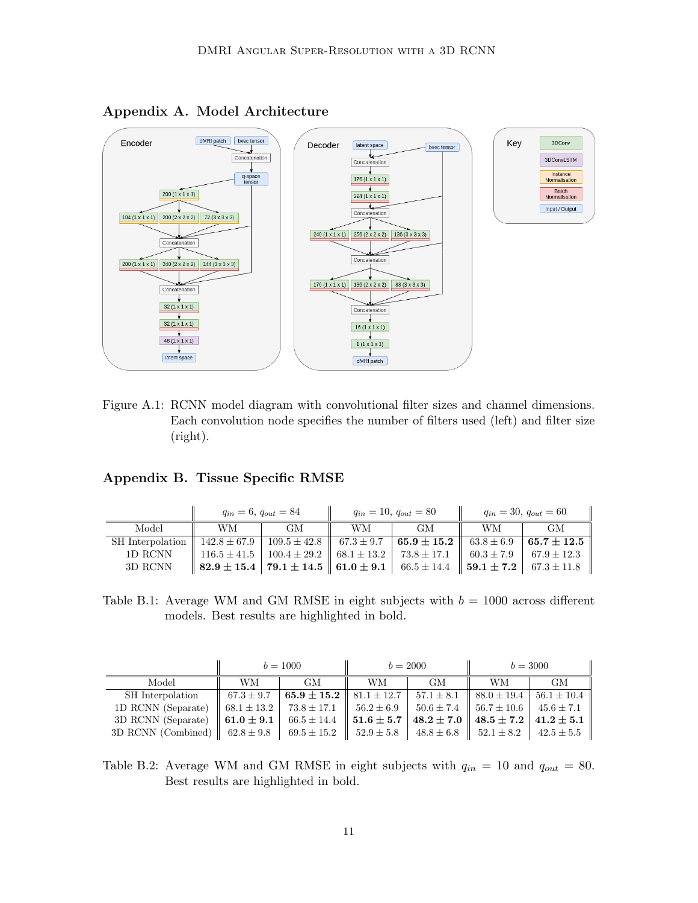## Appendix A. Model Architecture

Figure A.1: RCNN model diagram with convolutional filter sizes and channel dimensions. Each convolution node specifies the number of filters used (left) and filter size (right).

## Appendix B. Tissue Specific RMSE

| | $q_{in} = 6$, $q_{out} = 84$ | | $q_{in} = 10$, $q_{out} = 80$ | | $q_{in} = 30$, $q_{out} = 60$ | |
|---|---|---|---|---|---|---|
| Model | WM | GM | WM | GM | WM | GM |
| SH Interpolation | $142.8 \pm 67.9$ | $109.5 \pm 42.8$ | $67.3 \pm 9.7$ | $\mathbf{65.9 \pm 15.2}$ | $63.8 \pm 6.9$ | $\mathbf{65.7 \pm 12.5}$ |
| 1D RCNN | $116.5 \pm 41.5$ | $100.4 \pm 29.2$ | $68.1 \pm 13.2$ | $73.8 \pm 17.1$ | $60.3 \pm 7.9$ | $67.9 \pm 12.3$ |
| 3D RCNN | $\mathbf{82.9 \pm 15.4}$ | $\mathbf{79.1 \pm 14.5}$ | $\mathbf{61.0 \pm 9.1}$ | $66.5 \pm 14.4$ | $\mathbf{59.1 \pm 7.2}$ | $67.3 \pm 11.8$ |

Table B.1: Average WM and GM RMSE in eight subjects with $b = 1000$ across different models. Best results are highlighted in bold.

| | $b = 1000$ | | $b = 2000$ | | $b = 3000$ | |
|---|---|---|---|---|---|---|
| Model | WM | GM | WM | GM | WM | GM |
| SH Interpolation | $67.3 \pm 9.7$ | $\mathbf{65.9 \pm 15.2}$ | $81.1 \pm 12.7$ | $57.1 \pm 8.1$ | $88.0 \pm 19.4$ | $56.1 \pm 10.4$ |
| 1D RCNN (Separate) | $68.1 \pm 13.2$ | $73.8 \pm 17.1$ | $56.2 \pm 6.9$ | $50.6 \pm 7.4$ | $56.7 \pm 10.6$ | $45.6 \pm 7.1$ |
| 3D RCNN (Separate) | $\mathbf{61.0 \pm 9.1}$ | $66.5 \pm 14.4$ | $\mathbf{51.6 \pm 5.7}$ | $\mathbf{48.2 \pm 7.0}$ | $\mathbf{48.5 \pm 7.2}$ | $\mathbf{41.2 \pm 5.1}$ |
| 3D RCNN (Combined) | $62.8 \pm 9.8$ | $69.5 \pm 15.2$ | $52.9 \pm 5.8$ | $48.8 \pm 6.8$ | $52.1 \pm 8.2$ | $42.5 \pm 5.5$ |

Table B.2: Average WM and GM RMSE in eight subjects with $q_{in} = 10$ and $q_{out} = 80$. Best results are highlighted in bold.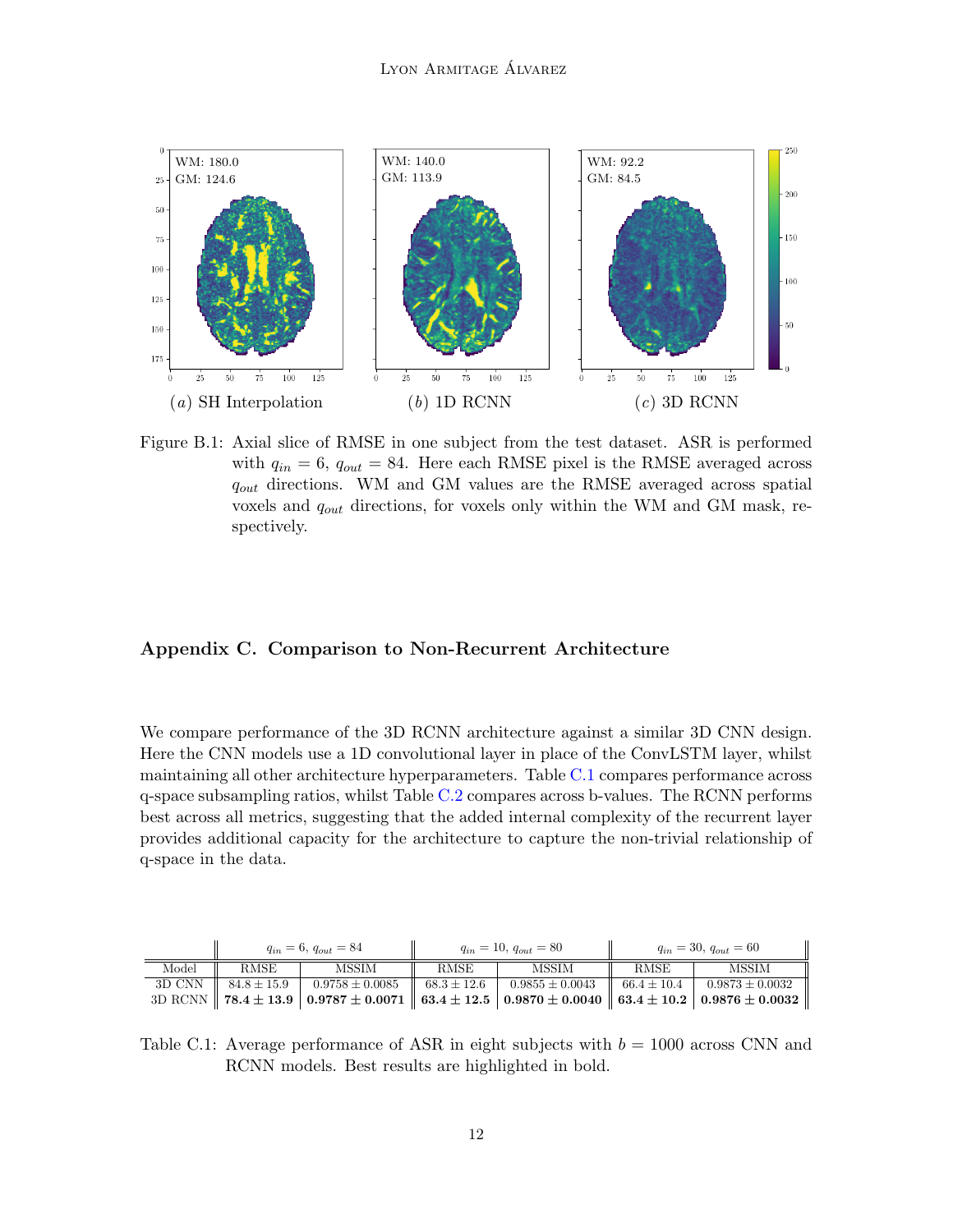Figure B.1: Axial slice of RMSE in one subject from the test dataset. ASR is performed with $q_{in} = 6$, $q_{out} = 84$. Here each RMSE pixel is the RMSE averaged across $q_{out}$ directions. WM and GM values are the RMSE averaged across spatial voxels and $q_{out}$ directions, for voxels only within the WM and GM mask, respectively.

## Appendix C. Comparison to Non-Recurrent Architecture

We compare performance of the 3D RCNN architecture against a similar 3D CNN design. Here the CNN models use a 1D convolutional layer in place of the ConvLSTM layer, whilst maintaining all other architecture hyperparameters. Table C.1 compares performance across q-space subsampling ratios, whilst Table C.2 compares across b-values. The RCNN performs best across all metrics, suggesting that the added internal complexity of the recurrent layer provides additional capacity for the architecture to capture the non-trivial relationship of q-space in the data.

| | $q_{in} = 6$, $q_{out} = 84$ | | $q_{in} = 10$, $q_{out} = 80$ | | $q_{in} = 30$, $q_{out} = 60$ | |
|---|---|---|---|---|---|---|
| Model | RMSE | MSSIM | RMSE | MSSIM | RMSE | MSSIM |
| 3D CNN | $84.8 \pm 15.9$ | $0.9758 \pm 0.0085$ | $68.3 \pm 12.6$ | $0.9855 \pm 0.0043$ | $66.4 \pm 10.4$ | $0.9873 \pm 0.0032$ |
| 3D RCNN | $\mathbf{78.4 \pm 13.9}$ | $\mathbf{0.9787 \pm 0.0071}$ | $\mathbf{63.4 \pm 12.5}$ | $\mathbf{0.9870 \pm 0.0040}$ | $\mathbf{63.4 \pm 10.2}$ | $\mathbf{0.9876 \pm 0.0032}$ |

Table C.1: Average performance of ASR in eight subjects with $b = 1000$ across CNN and RCNN models. Best results are highlighted in bold.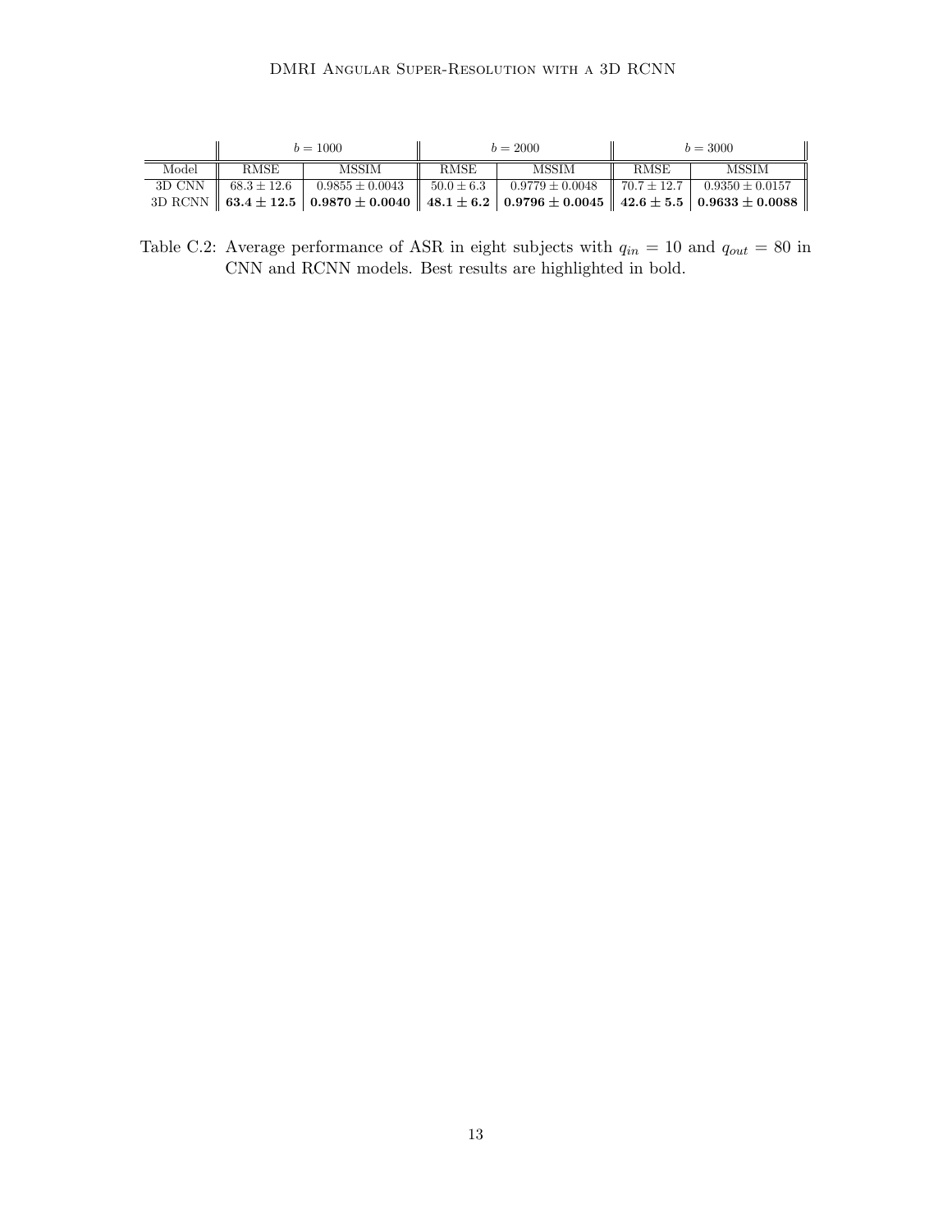| | $b = 1000$ | | $b = 2000$ | | $b = 3000$ | |
|---|---|---|---|---|---|---|
| Model | RMSE | MSSIM | RMSE | MSSIM | RMSE | MSSIM |
| 3D CNN | $68.3 \pm 12.6$ | $0.9855 \pm 0.0043$ | $50.0 \pm 6.3$ | $0.9779 \pm 0.0048$ | $70.7 \pm 12.7$ | $0.9350 \pm 0.0157$ |
| 3D RCNN | $\mathbf{63.4 \pm 12.5}$ | $\mathbf{0.9870 \pm 0.0040}$ | $\mathbf{48.1 \pm 6.2}$ | $\mathbf{0.9796 \pm 0.0045}$ | $\mathbf{42.6 \pm 5.5}$ | $\mathbf{0.9633 \pm 0.0088}$ |

Table C.2: Average performance of ASR in eight subjects with $q_{in} = 10$ and $q_{out} = 80$ in CNN and RCNN models. Best results are highlighted in bold.